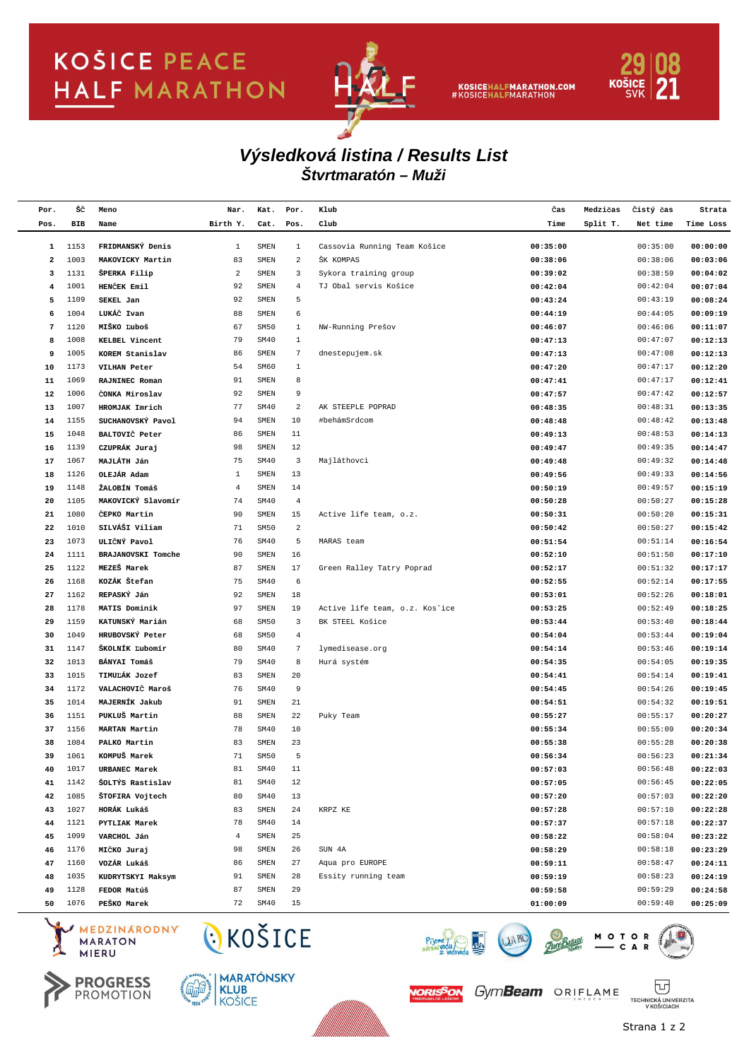# Výsledková listina / Results List

## Štvrtmaratón – Muži

| Por.<br>Pos. | ŠČ<br>BIB | Meno<br>Name | Nar.<br>Birth Y. | Kat.<br>Cat. | Por.<br>Pos. | Klub<br>Club | Čas<br>Time | Medzičas<br>Split T. | Čistý čas<br>Net time | Strata<br>Time Loss |
|---|---|---|---|---|---|---|---|---|---|---|
| 1 | 1153 | FRIDMANSKÝ Denis | 1 | SMEN | 1 | Cassovia Running Team Košice | 00:35:00 | | 00:35:00 | 00:00:00 |
| 2 | 1003 | MAKOVICKY Martin | 83 | SMEN | 2 | ŠK KOMPAS | 00:38:06 | | 00:38:06 | 00:03:06 |
| 3 | 1131 | ŠPERKA Filip | 2 | SMEN | 3 | Sykora training group | 00:39:02 | | 00:38:59 | 00:04:02 |
| 4 | 1001 | HENČEK Emil | 92 | SMEN | 4 | TJ Obal servis Košice | 00:42:04 | | 00:42:04 | 00:07:04 |
| 5 | 1109 | SEKEL Jan | 92 | SMEN | 5 | | 00:43:24 | | 00:43:19 | 00:08:24 |
| 6 | 1004 | LUKÁČ Ivan | 88 | SMEN | 6 | | 00:44:19 | | 00:44:05 | 00:09:19 |
| 7 | 1120 | MIŠKO Ľuboš | 67 | SM50 | 1 | NW-Running Prešov | 00:46:07 | | 00:46:06 | 00:11:07 |
| 8 | 1008 | KELBEL Vincent | 79 | SM40 | 1 | | 00:47:13 | | 00:47:07 | 00:12:13 |
| 9 | 1005 | KOREM Stanislav | 86 | SMEN | 7 | dnestepujem.sk | 00:47:13 | | 00:47:08 | 00:12:13 |
| 10 | 1173 | VILHAN Peter | 54 | SM60 | 1 | | 00:47:20 | | 00:47:17 | 00:12:20 |
| 11 | 1069 | RAJNINEC Roman | 91 | SMEN | 8 | | 00:47:41 | | 00:47:17 | 00:12:41 |
| 12 | 1006 | ČONKA Miroslav | 92 | SMEN | 9 | | 00:47:57 | | 00:47:42 | 00:12:57 |
| 13 | 1007 | HROMJAK Imrich | 77 | SM40 | 2 | AK STEEPLE POPRAD | 00:48:35 | | 00:48:31 | 00:13:35 |
| 14 | 1155 | SUCHANOVSKÝ Pavol | 94 | SMEN | 10 | #behámSrdcom | 00:48:48 | | 00:48:42 | 00:13:48 |
| 15 | 1048 | BALTOVIČ Peter | 86 | SMEN | 11 | | 00:49:13 | | 00:48:53 | 00:14:13 |
| 16 | 1139 | CZUPRÁK Juraj | 98 | SMEN | 12 | | 00:49:47 | | 00:49:35 | 00:14:47 |
| 17 | 1067 | MAJLÁTH Ján | 75 | SM40 | 3 | Majláthovci | 00:49:48 | | 00:49:32 | 00:14:48 |
| 18 | 1126 | OLEJÁR Adam | 1 | SMEN | 13 | | 00:49:56 | | 00:49:33 | 00:14:56 |
| 19 | 1148 | ŽALOBÍN Tomáš | 4 | SMEN | 14 | | 00:50:19 | | 00:49:57 | 00:15:19 |
| 20 | 1105 | MAKOVICKÝ Slavomír | 74 | SM40 | 4 | | 00:50:28 | | 00:50:27 | 00:15:28 |
| 21 | 1080 | ČEPKO Martin | 90 | SMEN | 15 | Active life team, o.z. | 00:50:31 | | 00:50:20 | 00:15:31 |
| 22 | 1010 | SILVÁŠI Viliam | 71 | SM50 | 2 | | 00:50:42 | | 00:50:27 | 00:15:42 |
| 23 | 1073 | ULIČNÝ Pavol | 76 | SM40 | 5 | MARAS team | 00:51:54 | | 00:51:14 | 00:16:54 |
| 24 | 1111 | BRAJANOVSKI Tomche | 90 | SMEN | 16 | | 00:52:10 | | 00:51:50 | 00:17:10 |
| 25 | 1122 | MEZEŠ Marek | 87 | SMEN | 17 | Green Ralley Tatry Poprad | 00:52:17 | | 00:51:32 | 00:17:17 |
| 26 | 1168 | KOZÁK Štefan | 75 | SM40 | 6 | | 00:52:55 | | 00:52:14 | 00:17:55 |
| 27 | 1162 | REPASKÝ Ján | 92 | SMEN | 18 | | 00:53:01 | | 00:52:26 | 00:18:01 |
| 28 | 1178 | MATIS Dominik | 97 | SMEN | 19 | Active life team, o.z. Kosˇice | 00:53:25 | | 00:52:49 | 00:18:25 |
| 29 | 1159 | KATUNSKÝ Marián | 68 | SM50 | 3 | BK STEEL Košice | 00:53:44 | | 00:53:40 | 00:18:44 |
| 30 | 1049 | HRUBOVSKÝ Peter | 68 | SM50 | 4 | | 00:54:04 | | 00:53:44 | 00:19:04 |
| 31 | 1147 | ŠKOLNÍK Ľubomír | 80 | SM40 | 7 | lymedisease.org | 00:54:14 | | 00:53:46 | 00:19:14 |
| 32 | 1013 | BÁNYAI Tomáš | 79 | SM40 | 8 | Hurá systém | 00:54:35 | | 00:54:05 | 00:19:35 |
| 33 | 1015 | TIMUĽÁK Jozef | 83 | SMEN | 20 | | 00:54:41 | | 00:54:14 | 00:19:41 |
| 34 | 1172 | VALACHOVIČ Maroš | 76 | SM40 | 9 | | 00:54:45 | | 00:54:26 | 00:19:45 |
| 35 | 1014 | MAJERNÍK Jakub | 91 | SMEN | 21 | | 00:54:51 | | 00:54:32 | 00:19:51 |
| 36 | 1151 | PUKLUŠ Martin | 88 | SMEN | 22 | Puky Team | 00:55:27 | | 00:55:17 | 00:20:27 |
| 37 | 1156 | MARTAN Martin | 78 | SM40 | 10 | | 00:55:34 | | 00:55:09 | 00:20:34 |
| 38 | 1084 | PALKO Martin | 83 | SMEN | 23 | | 00:55:38 | | 00:55:28 | 00:20:38 |
| 39 | 1061 | KOMPUŠ Marek | 71 | SM50 | 5 | | 00:56:34 | | 00:56:23 | 00:21:34 |
| 40 | 1017 | URBANEC Marek | 81 | SM40 | 11 | | 00:57:03 | | 00:56:48 | 00:22:03 |
| 41 | 1142 | ŠOLTÝS Rastislav | 81 | SM40 | 12 | | 00:57:05 | | 00:56:45 | 00:22:05 |
| 42 | 1085 | ŠTOFIRA Vojtech | 80 | SM40 | 13 | | 00:57:20 | | 00:57:03 | 00:22:20 |
| 43 | 1027 | HORÁK Lukáš | 83 | SMEN | 24 | KRPZ KE | 00:57:28 | | 00:57:10 | 00:22:28 |
| 44 | 1121 | PYTLIAK Marek | 78 | SM40 | 14 | | 00:57:37 | | 00:57:18 | 00:22:37 |
| 45 | 1099 | VARCHOL Ján | 4 | SMEN | 25 | | 00:58:22 | | 00:58:04 | 00:23:22 |
| 46 | 1176 | MIČKO Juraj | 98 | SMEN | 26 | SUN 4A | 00:58:29 | | 00:58:18 | 00:23:29 |
| 47 | 1160 | VOZÁR Lukáš | 86 | SMEN | 27 | Aqua pro EUROPE | 00:59:11 | | 00:58:47 | 00:24:11 |
| 48 | 1035 | KUDRYTSKYI Maksym | 91 | SMEN | 28 | Essity running team | 00:59:19 | | 00:59:23 | 00:24:19 |
| 49 | 1128 | FEDOR Matúš | 87 | SMEN | 29 | | 00:59:58 | | 00:59:29 | 00:24:58 |
| 50 | 1076 | PEŠKO Marek | 72 | SM40 | 15 | | 01:00:09 | | 00:59:40 | 00:25:09 |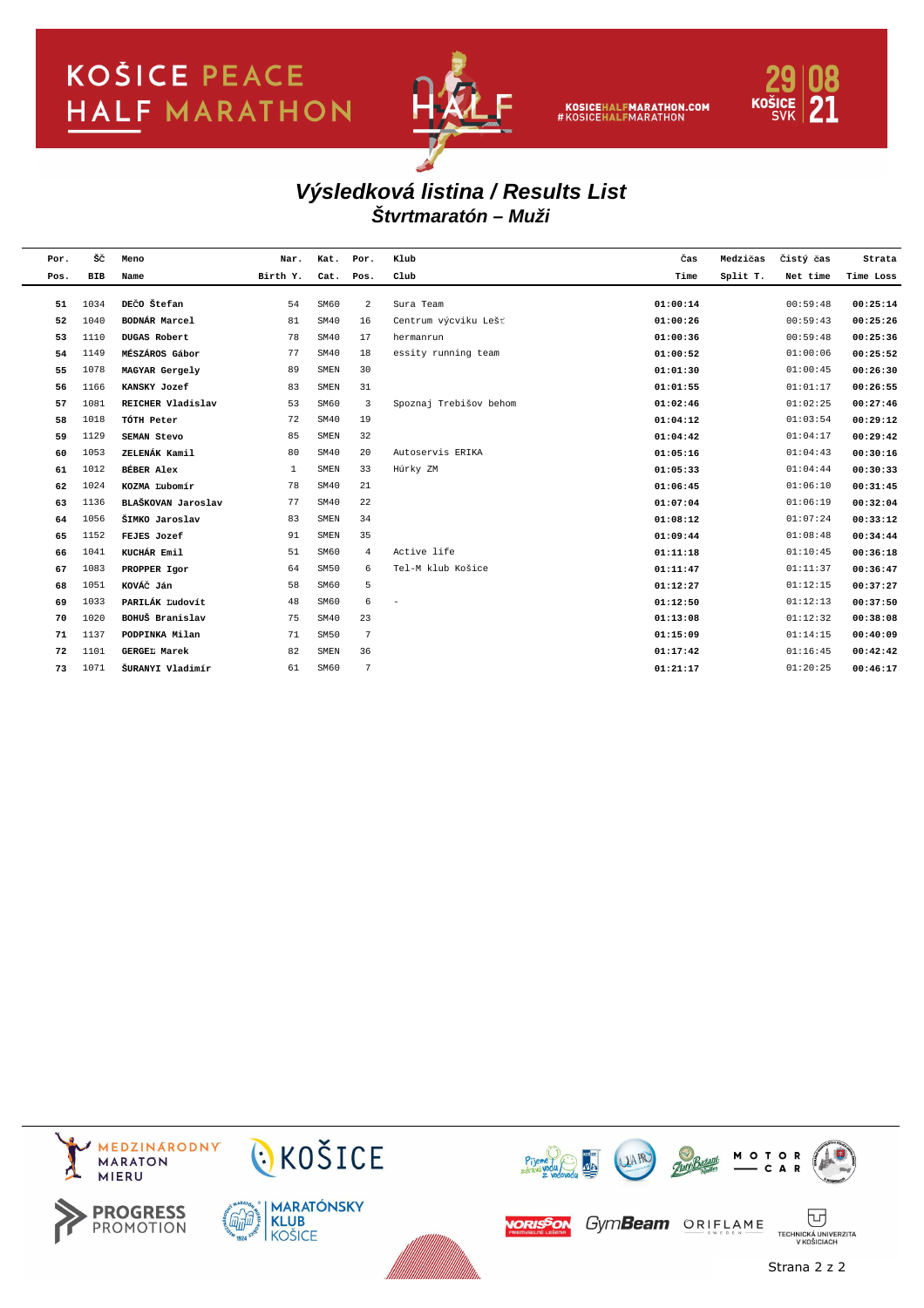KOŠICE PEACE HALF MARATHON

KOSICEHALFMARATHON.COM
#KOSICEHALFMARATHON

29 08 21 KOŠICE SVK

## *Výsledková listina / Results List*
### *Štvrtmaratón – Muži*

| Por. Pos. | ŠČ BIB | Meno Name | Nar. Birth Y. | Kat. Cat. | Por. Pos. | Klub Club | Čas Time | Medzičas Split T. | Čistý čas Net time | Strata Time Loss |
|---|---|---|---|---|---|---|---|---|---|---|
| **51** | 1034 | **DEČO Štefan** | 54 | SM60 | 2 | Sura Team | **01:00:14** | | 00:59:48 | **00:25:14** |
| **52** | 1040 | **BODNÁR Marcel** | 81 | SM40 | 16 | Centrum výcviku Lešť | **01:00:26** | | 00:59:43 | **00:25:26** |
| **53** | 1110 | **DUGAS Robert** | 78 | SM40 | 17 | hermanrun | **01:00:36** | | 00:59:48 | **00:25:36** |
| **54** | 1149 | **MÉSZÁROS Gábor** | 77 | SM40 | 18 | essity running team | **01:00:52** | | 01:00:06 | **00:25:52** |
| **55** | 1078 | **MAGYAR Gergely** | 89 | SMEN | 30 | | **01:01:30** | | 01:00:45 | **00:26:30** |
| **56** | 1166 | **KANSKY Jozef** | 83 | SMEN | 31 | | **01:01:55** | | 01:01:17 | **00:26:55** |
| **57** | 1081 | **REICHER Vladislav** | 53 | SM60 | 3 | Spoznaj Trebišov behom | **01:02:46** | | 01:02:25 | **00:27:46** |
| **58** | 1018 | **TÓTH Peter** | 72 | SM40 | 19 | | **01:04:12** | | 01:03:54 | **00:29:12** |
| **59** | 1129 | **SEMAN Stevo** | 85 | SMEN | 32 | | **01:04:42** | | 01:04:17 | **00:29:42** |
| **60** | 1053 | **ZELENÁK Kamil** | 80 | SM40 | 20 | Autoservis ERIKA | **01:05:16** | | 01:04:43 | **00:30:16** |
| **61** | 1012 | **BÉBER Alex** | 1 | SMEN | 33 | Húrky ZM | **01:05:33** | | 01:04:44 | **00:30:33** |
| **62** | 1024 | **KOZMA Ľubomír** | 78 | SM40 | 21 | | **01:06:45** | | 01:06:10 | **00:31:45** |
| **63** | 1136 | **BLAŠKOVAN Jaroslav** | 77 | SM40 | 22 | | **01:07:04** | | 01:06:19 | **00:32:04** |
| **64** | 1056 | **ŠIMKO Jaroslav** | 83 | SMEN | 34 | | **01:08:12** | | 01:07:24 | **00:33:12** |
| **65** | 1152 | **FEJES Jozef** | 91 | SMEN | 35 | | **01:09:44** | | 01:08:48 | **00:34:44** |
| **66** | 1041 | **KUCHÁR Emil** | 51 | SM60 | 4 | Active life | **01:11:18** | | 01:10:45 | **00:36:18** |
| **67** | 1083 | **PROPPER Igor** | 64 | SM50 | 6 | Tel-M klub Košice | **01:11:47** | | 01:11:37 | **00:36:47** |
| **68** | 1051 | **KOVÁČ Ján** | 58 | SM60 | 5 | | **01:12:27** | | 01:12:15 | **00:37:27** |
| **69** | 1033 | **PARILÁK Ľudovít** | 48 | SM60 | 6 | - | **01:12:50** | | 01:12:13 | **00:37:50** |
| **70** | 1020 | **BOHUŠ Branislav** | 75 | SM40 | 23 | | **01:13:08** | | 01:12:32 | **00:38:08** |
| **71** | 1137 | **PODPINKA Milan** | 71 | SM50 | 7 | | **01:15:09** | | 01:14:15 | **00:40:09** |
| **72** | 1101 | **GERGEĽ Marek** | 82 | SMEN | 36 | | **01:17:42** | | 01:16:45 | **00:42:42** |
| **73** | 1071 | **ŠURANYI Vladimír** | 61 | SM60 | 7 | | **01:21:17** | | 01:20:25 | **00:46:17** |

MEDZINÁRODNÝ MARATÓN MIERU

KOŠICE

PROGRESS PROMOTION

MARATÓNSKY KLUB KOŠICE

GymBeam ORIFLAME MOTOR CAR

TECHNICKÁ UNIVERZITA V KOŠICIACH